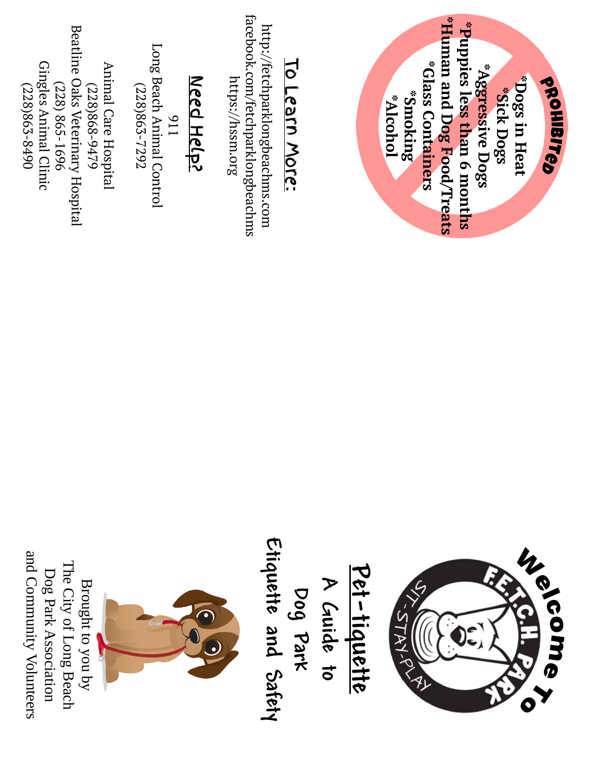## PROHIBITED

*Dogs in Heat
*Sick Dogs
*Aggressive Dogs
*Puppies less than 6 months
*Human and Dog Food/Treats
*Glass Containers
*Smoking
*Alcohol

## To Learn More:

http://fetchparklongbeachms.com
facebook.com/fetchparklongbeachms
https://hssm.org

## Need Help?

911
Long Beach Animal Control
(228)863-7292

Animal Care Hospital
(228)868-9479
Beatline Oaks Veterinary Hospital
(228) 865-1696
Gingles Animal Clinic
(228)863-8490

# Welcome To

F.E.T.C.H. PARK
SIT-STAY-PLAY

## Pet-tiquette

A Guide to
Dog Park
Etiquette and Safety

Brought to you by
The City of Long Beach
Dog Park Association
and Community Volunteers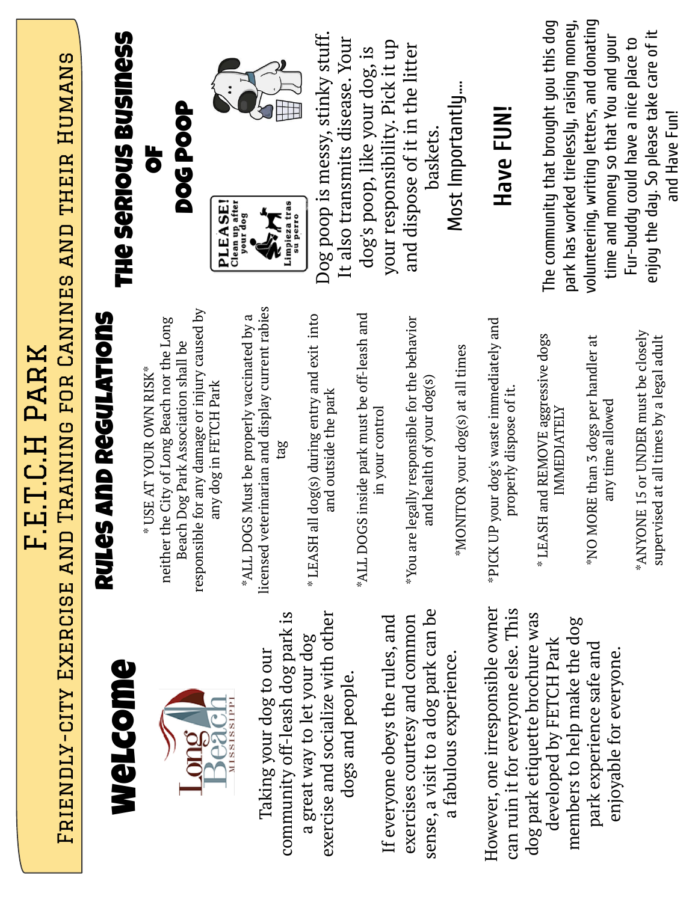# F.E.T.C.H Park

Friendly-city Exercise and Training for Canines and their Humans

## Welcome

Long Beach MISSISSIPPI

Taking your dog to our community off-leash dog park is a great way to let your dog exercise and socialize with other dogs and people.

If everyone obeys the rules, and exercises courtesy and common sense, a visit to a dog park can be a fabulous experience.

However, one irresponsible owner can ruin it for everyone else. This dog park etiquette brochure was developed by FETCH Park members to help make the dog park experience safe and enjoyable for everyone.

## Rules and Regulations

* USE AT YOUR OWN RISK*
neither the City of Long Beach nor the Long Beach Dog Park Association shall be responsible for any damage or injury caused by any dog in FETCH Park

*ALL DOGS Must be properly vaccinated by a licensed veterinarian and display current rabies tag

* LEASH all dog(s) during entry and exit into and outside the park

*ALL DOGS inside park must be off-leash and in your control

*You are legally responsible for the behavior and health of your dog(s)

*MONITOR your dog(s) at all times

*PICK UP your dog's waste immediately and properly dispose of it.

* LEASH and REMOVE aggressive dogs IMMEDIATELY

*NO MORE than 3 dogs per handler at any time allowed

*ANYONE 15 or UNDER must be closely supervised at all times by a legal adult

## The Serious Business of Dog Poop

PLEASE! Clean up after your dog
Limpieza tras su perro

Dog poop is messy, stinky stuff. It also transmits disease. Your dog's poop, like your dog, is your responsibility. Pick it up and dispose of it in the litter baskets.

Most Importantly....

## Have FUN!

The community that brought you this dog park has worked tirelessly, raising money, volunteering, writing letters, and donating time and money so that You and your Fur-buddy could have a nice place to enjoy the day. So please take care of it and Have Fun!